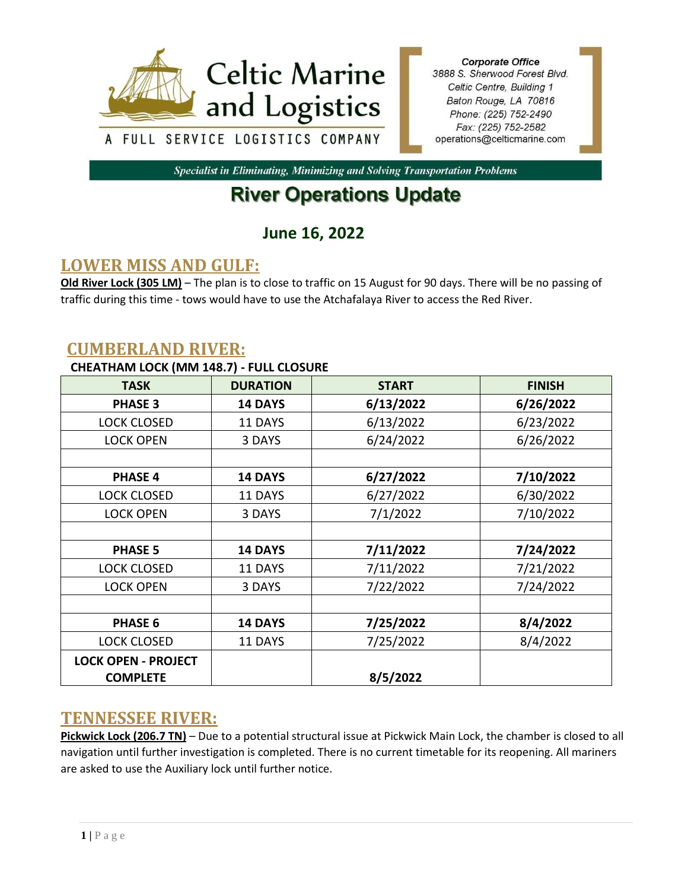# Celtic Marine and Logistics

A FULL SERVICE LOGISTICS COMPANY

*Corporate Office*
*3888 S. Sherwood Forest Blvd.*
*Celtic Centre, Building 1*
*Baton Rouge, LA 70816*
*Phone: (225) 752-2490*
*Fax: (225) 752-2582*
operations@celticmarine.com

*Specialist in Eliminating, Minimizing and Solving Transportation Problems*

# River Operations Update

## June 16, 2022

## LOWER MISS AND GULF:

**Old River Lock (305 LM)** – The plan is to close to traffic on 15 August for 90 days. There will be no passing of traffic during this time - tows would have to use the Atchafalaya River to access the Red River.

## CUMBERLAND RIVER:

**CHEATHAM LOCK (MM 148.7) - FULL CLOSURE**

| TASK | DURATION | START | FINISH |
|---|---|---|---|
| **PHASE 3** | **14 DAYS** | **6/13/2022** | **6/26/2022** |
| LOCK CLOSED | 11 DAYS | 6/13/2022 | 6/23/2022 |
| LOCK OPEN | 3 DAYS | 6/24/2022 | 6/26/2022 |
| | | | |
| **PHASE 4** | **14 DAYS** | **6/27/2022** | **7/10/2022** |
| LOCK CLOSED | 11 DAYS | 6/27/2022 | 6/30/2022 |
| LOCK OPEN | 3 DAYS | 7/1/2022 | 7/10/2022 |
| | | | |
| **PHASE 5** | **14 DAYS** | **7/11/2022** | **7/24/2022** |
| LOCK CLOSED | 11 DAYS | 7/11/2022 | 7/21/2022 |
| LOCK OPEN | 3 DAYS | 7/22/2022 | 7/24/2022 |
| | | | |
| **PHASE 6** | **14 DAYS** | **7/25/2022** | **8/4/2022** |
| LOCK CLOSED | 11 DAYS | 7/25/2022 | 8/4/2022 |
| **LOCK OPEN - PROJECT COMPLETE** | | **8/5/2022** | |

## TENNESSEE RIVER:

**Pickwick Lock (206.7 TN)** – Due to a potential structural issue at Pickwick Main Lock, the chamber is closed to all navigation until further investigation is completed. There is no current timetable for its reopening. All mariners are asked to use the Auxiliary lock until further notice.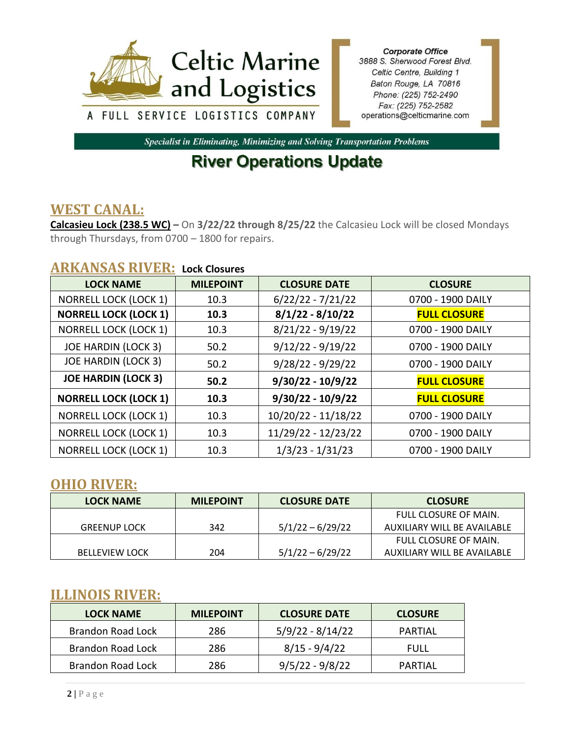Celtic Marine and Logistics

A FULL SERVICE LOGISTICS COMPANY

***Corporate Office***
*3888 S. Sherwood Forest Blvd.*
*Celtic Centre, Building 1*
*Baton Rouge, LA 70816*
*Phone: (225) 752-2490*
*Fax: (225) 752-2582*
operations@celticmarine.com

***Specialist in Eliminating, Minimizing and Solving Transportation Problems***

# River Operations Update

## WEST CANAL:

**Calcasieu Lock (238.5 WC)** – On **3/22/22 through 8/25/22** the Calcasieu Lock will be closed Mondays through Thursdays, from 0700 – 1800 for repairs.

## ARKANSAS RIVER: Lock Closures

| LOCK NAME | MILEPOINT | CLOSURE DATE | CLOSURE |
|---|---|---|---|
| NORRELL LOCK (LOCK 1) | 10.3 | 6/22/22 - 7/21/22 | 0700 - 1900 DAILY |
| **NORRELL LOCK (LOCK 1)** | **10.3** | **8/1/22 - 8/10/22** | **FULL CLOSURE** |
| NORRELL LOCK (LOCK 1) | 10.3 | 8/21/22 - 9/19/22 | 0700 - 1900 DAILY |
| JOE HARDIN (LOCK 3) | 50.2 | 9/12/22 - 9/19/22 | 0700 - 1900 DAILY |
| JOE HARDIN (LOCK 3) | 50.2 | 9/28/22 - 9/29/22 | 0700 - 1900 DAILY |
| **JOE HARDIN (LOCK 3)** | **50.2** | **9/30/22 - 10/9/22** | **FULL CLOSURE** |
| **NORRELL LOCK (LOCK 1)** | **10.3** | **9/30/22 - 10/9/22** | **FULL CLOSURE** |
| NORRELL LOCK (LOCK 1) | 10.3 | 10/20/22 - 11/18/22 | 0700 - 1900 DAILY |
| NORRELL LOCK (LOCK 1) | 10.3 | 11/29/22 - 12/23/22 | 0700 - 1900 DAILY |
| NORRELL LOCK (LOCK 1) | 10.3 | 1/3/23 - 1/31/23 | 0700 - 1900 DAILY |

## OHIO RIVER:

| LOCK NAME | MILEPOINT | CLOSURE DATE | CLOSURE |
|---|---|---|---|
| GREENUP LOCK | 342 | 5/1/22 – 6/29/22 | FULL CLOSURE OF MAIN. AUXILIARY WILL BE AVAILABLE |
| BELLEVIEW LOCK | 204 | 5/1/22 – 6/29/22 | FULL CLOSURE OF MAIN. AUXILIARY WILL BE AVAILABLE |

## ILLINOIS RIVER:

| LOCK NAME | MILEPOINT | CLOSURE DATE | CLOSURE |
|---|---|---|---|
| Brandon Road Lock | 286 | 5/9/22 - 8/14/22 | PARTIAL |
| Brandon Road Lock | 286 | 8/15 - 9/4/22 | FULL |
| Brandon Road Lock | 286 | 9/5/22 - 9/8/22 | PARTIAL |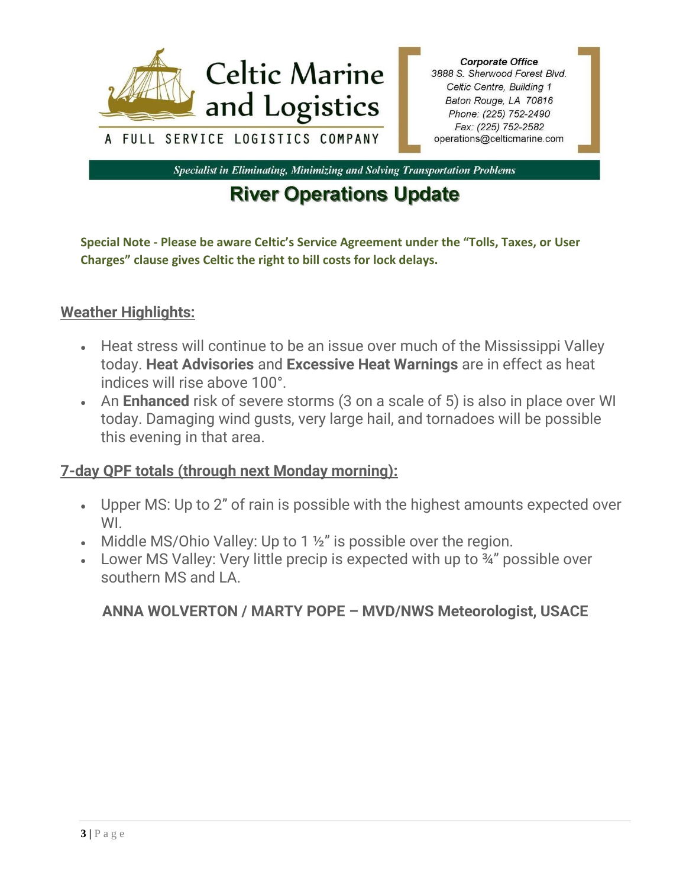Celtic Marine and Logistics

A FULL SERVICE LOGISTICS COMPANY

**Corporate Office**
3888 S. Sherwood Forest Blvd.
Celtic Centre, Building 1
Baton Rouge, LA 70816
Phone: (225) 752-2490
Fax: (225) 752-2582
operations@celticmarine.com

*Specialist in Eliminating, Minimizing and Solving Transportation Problems*

# River Operations Update

**Special Note - Please be aware Celtic's Service Agreement under the "Tolls, Taxes, or User Charges" clause gives Celtic the right to bill costs for lock delays.**

## Weather Highlights:

- Heat stress will continue to be an issue over much of the Mississippi Valley today. **Heat Advisories** and **Excessive Heat Warnings** are in effect as heat indices will rise above 100°.
- An **Enhanced** risk of severe storms (3 on a scale of 5) is also in place over WI today. Damaging wind gusts, very large hail, and tornadoes will be possible this evening in that area.

## 7-day QPF totals (through next Monday morning):

- Upper MS: Up to 2" of rain is possible with the highest amounts expected over WI.
- Middle MS/Ohio Valley: Up to 1 ½" is possible over the region.
- Lower MS Valley: Very little precip is expected with up to ¾" possible over southern MS and LA.

**ANNA WOLVERTON / MARTY POPE – MVD/NWS Meteorologist, USACE**